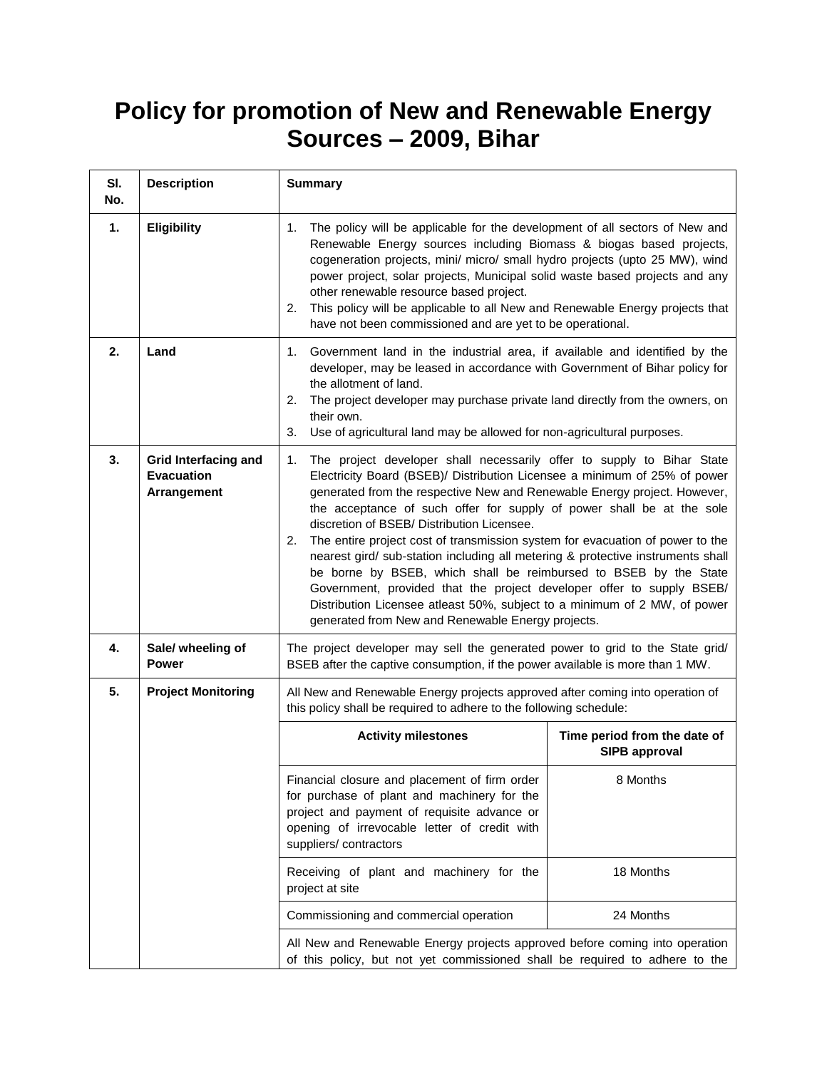# Policy for promotion of New and Renewable Energy Sources – 2009, Bihar

| Sl. No. | Description | Summary | |
|---|---|---|---|
| 1. | Eligibility | 1. The policy will be applicable for the development of all sectors of New and Renewable Energy sources including Biomass & biogas based projects, cogeneration projects, mini/ micro/ small hydro projects (upto 25 MW), wind power project, solar projects, Municipal solid waste based projects and any other renewable resource based project.<br>2. This policy will be applicable to all New and Renewable Energy projects that have not been commissioned and are yet to be operational. | |
| 2. | Land | 1. Government land in the industrial area, if available and identified by the developer, may be leased in accordance with Government of Bihar policy for the allotment of land.<br>2. The project developer may purchase private land directly from the owners, on their own.<br>3. Use of agricultural land may be allowed for non-agricultural purposes. | |
| 3. | Grid Interfacing and Evacuation Arrangement | 1. The project developer shall necessarily offer to supply to Bihar State Electricity Board (BSEB)/ Distribution Licensee a minimum of 25% of power generated from the respective New and Renewable Energy project. However, the acceptance of such offer for supply of power shall be at the sole discretion of BSEB/ Distribution Licensee.<br>2. The entire project cost of transmission system for evacuation of power to the nearest gird/ sub-station including all metering & protective instruments shall be borne by BSEB, which shall be reimbursed to BSEB by the State Government, provided that the project developer offer to supply BSEB/ Distribution Licensee atleast 50%, subject to a minimum of 2 MW, of power generated from New and Renewable Energy projects. | |
| 4. | Sale/ wheeling of Power | The project developer may sell the generated power to grid to the State grid/ BSEB after the captive consumption, if the power available is more than 1 MW. | |
| 5. | Project Monitoring | All New and Renewable Energy projects approved after coming into operation of this policy shall be required to adhere to the following schedule: | |
| | | **Activity milestones** | **Time period from the date of SIPB approval** |
| | | Financial closure and placement of firm order for purchase of plant and machinery for the project and payment of requisite advance or opening of irrevocable letter of credit with suppliers/ contractors | 8 Months |
| | | Receiving of plant and machinery for the project at site | 18 Months |
| | | Commissioning and commercial operation | 24 Months |
| | | All New and Renewable Energy projects approved before coming into operation of this policy, but not yet commissioned shall be required to adhere to the | |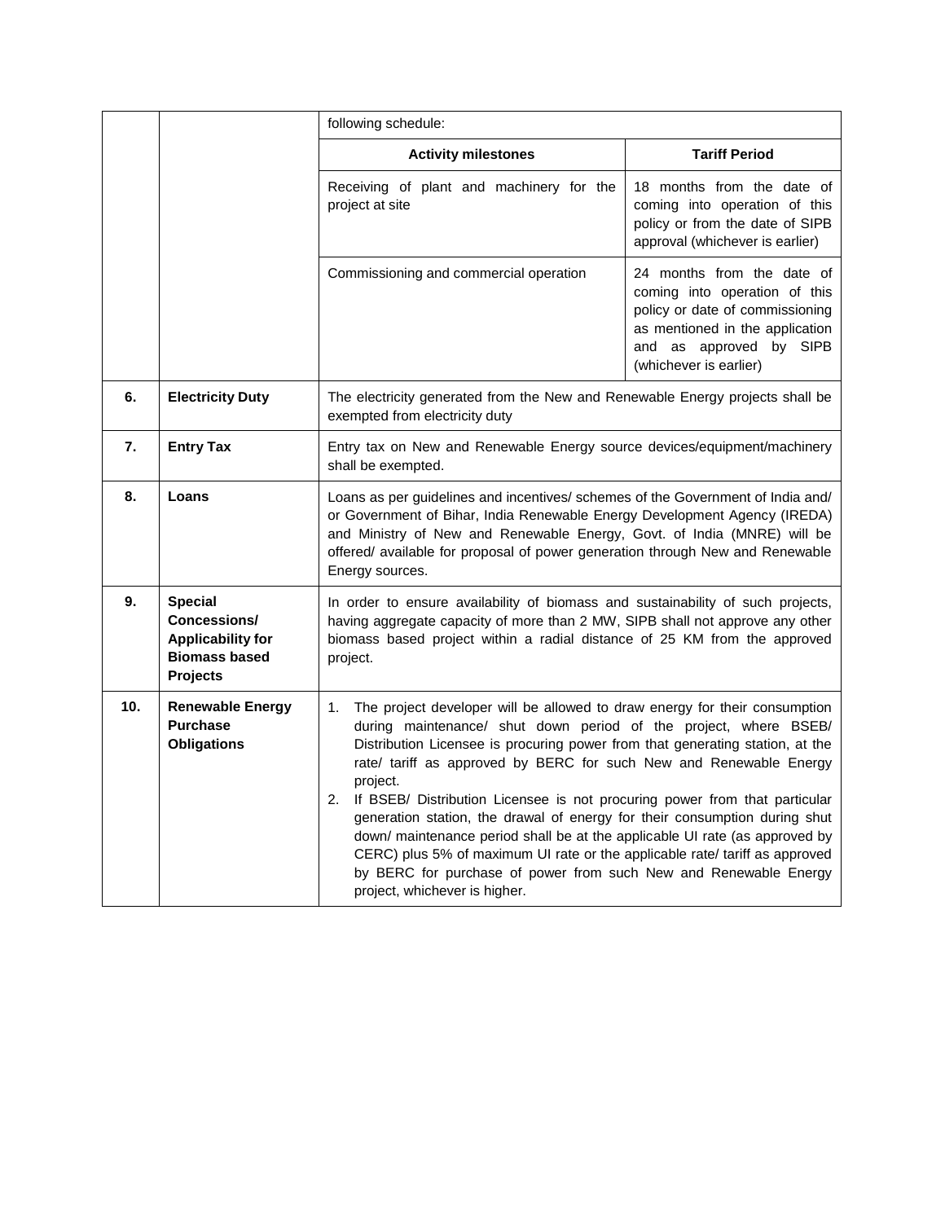| | | | |
|---|---|---|---|
| | | following schedule: | |
| | | **Activity milestones** | **Tariff Period** |
| | | Receiving of plant and machinery for the project at site | 18 months from the date of coming into operation of this policy or from the date of SIPB approval (whichever is earlier) |
| | | Commissioning and commercial operation | 24 months from the date of coming into operation of this policy or date of commissioning as mentioned in the application and as approved by SIPB (whichever is earlier) |
| **6.** | **Electricity Duty** | The electricity generated from the New and Renewable Energy projects shall be exempted from electricity duty | |
| **7.** | **Entry Tax** | Entry tax on New and Renewable Energy source devices/equipment/machinery shall be exempted. | |
| **8.** | **Loans** | Loans as per guidelines and incentives/ schemes of the Government of India and/ or Government of Bihar, India Renewable Energy Development Agency (IREDA) and Ministry of New and Renewable Energy, Govt. of India (MNRE) will be offered/ available for proposal of power generation through New and Renewable Energy sources. | |
| **9.** | **Special Concessions/ Applicability for Biomass based Projects** | In order to ensure availability of biomass and sustainability of such projects, having aggregate capacity of more than 2 MW, SIPB shall not approve any other biomass based project within a radial distance of 25 KM from the approved project. | |
| **10.** | **Renewable Energy Purchase Obligations** | 1. The project developer will be allowed to draw energy for their consumption during maintenance/ shut down period of the project, where BSEB/ Distribution Licensee is procuring power from that generating station, at the rate/ tariff as approved by BERC for such New and Renewable Energy project.<br>2. If BSEB/ Distribution Licensee is not procuring power from that particular generation station, the drawal of energy for their consumption during shut down/ maintenance period shall be at the applicable UI rate (as approved by CERC) plus 5% of maximum UI rate or the applicable rate/ tariff as approved by BERC for purchase of power from such New and Renewable Energy project, whichever is higher. | |